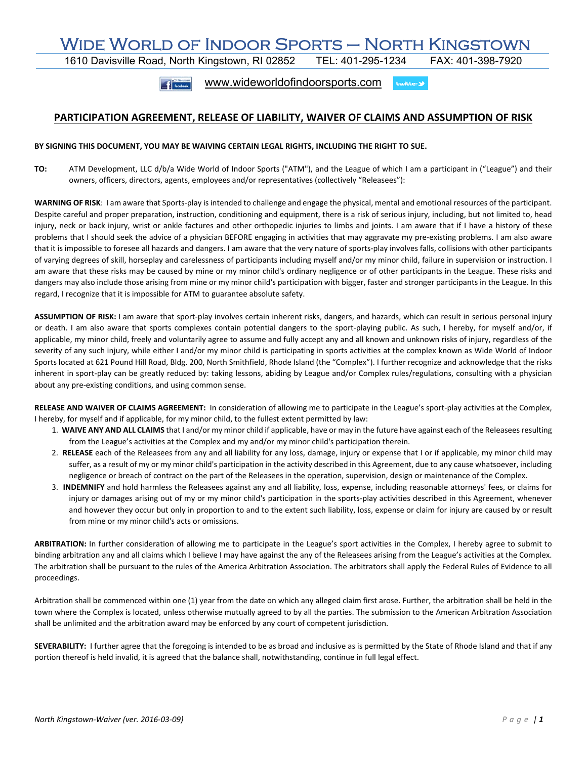# WIDE WORLD OF INDOOR SPORTS – NORTH KINGSTOWN

1610 Davisville Road, North Kingstown, RI 02852 TEL: 401-295-1234 FAX: 401-398-7920

www.wideworldofindoorsports.com

## PARTICIPATION AGREEMENT, RELEASE OF LIABILITY, WAIVER OF CLAIMS AND ASSUMPTION OF RISK

**BY SIGNING THIS DOCUMENT, YOU MAY BE WAIVING CERTAIN LEGAL RIGHTS, INCLUDING THE RIGHT TO SUE.**

**TO:** ATM Development, LLC d/b/a Wide World of Indoor Sports ("ATM"), and the League of which I am a participant in ("League") and their owners, officers, directors, agents, employees and/or representatives (collectively "Releasees"):

**WARNING OF RISK**: I am aware that Sports-play is intended to challenge and engage the physical, mental and emotional resources of the participant. Despite careful and proper preparation, instruction, conditioning and equipment, there is a risk of serious injury, including, but not limited to, head injury, neck or back injury, wrist or ankle factures and other orthopedic injuries to limbs and joints. I am aware that if I have a history of these problems that I should seek the advice of a physician BEFORE engaging in activities that may aggravate my pre-existing problems. I am also aware that it is impossible to foresee all hazards and dangers. I am aware that the very nature of sports-play involves falls, collisions with other participants of varying degrees of skill, horseplay and carelessness of participants including myself and/or my minor child, failure in supervision or instruction. I am aware that these risks may be caused by mine or my minor child's ordinary negligence or of other participants in the League. These risks and dangers may also include those arising from mine or my minor child's participation with bigger, faster and stronger participants in the League. In this regard, I recognize that it is impossible for ATM to guarantee absolute safety.

**ASSUMPTION OF RISK:** I am aware that sport-play involves certain inherent risks, dangers, and hazards, which can result in serious personal injury or death. I am also aware that sports complexes contain potential dangers to the sport-playing public. As such, I hereby, for myself and/or, if applicable, my minor child, freely and voluntarily agree to assume and fully accept any and all known and unknown risks of injury, regardless of the severity of any such injury, while either I and/or my minor child is participating in sports activities at the complex known as Wide World of Indoor Sports located at 621 Pound Hill Road, Bldg. 200, North Smithfield, Rhode Island (the "Complex"). I further recognize and acknowledge that the risks inherent in sport-play can be greatly reduced by: taking lessons, abiding by League and/or Complex rules/regulations, consulting with a physician about any pre-existing conditions, and using common sense.

**RELEASE AND WAIVER OF CLAIMS AGREEMENT:** In consideration of allowing me to participate in the League's sport-play activities at the Complex, I hereby, for myself and if applicable, for my minor child, to the fullest extent permitted by law:

1. **WAIVE ANY AND ALL CLAIMS** that I and/or my minor child if applicable, have or may in the future have against each of the Releasees resulting from the League's activities at the Complex and my and/or my minor child's participation therein.
2. **RELEASE** each of the Releasees from any and all liability for any loss, damage, injury or expense that I or if applicable, my minor child may suffer, as a result of my or my minor child's participation in the activity described in this Agreement, due to any cause whatsoever, including negligence or breach of contract on the part of the Releasees in the operation, supervision, design or maintenance of the Complex.
3. **INDEMNIFY** and hold harmless the Releasees against any and all liability, loss, expense, including reasonable attorneys' fees, or claims for injury or damages arising out of my or my minor child's participation in the sports-play activities described in this Agreement, whenever and however they occur but only in proportion to and to the extent such liability, loss, expense or claim for injury are caused by or result from mine or my minor child's acts or omissions.

**ARBITRATION:** In further consideration of allowing me to participate in the League's sport activities in the Complex, I hereby agree to submit to binding arbitration any and all claims which I believe I may have against the any of the Releasees arising from the League's activities at the Complex. The arbitration shall be pursuant to the rules of the America Arbitration Association. The arbitrators shall apply the Federal Rules of Evidence to all proceedings.

Arbitration shall be commenced within one (1) year from the date on which any alleged claim first arose. Further, the arbitration shall be held in the town where the Complex is located, unless otherwise mutually agreed to by all the parties. The submission to the American Arbitration Association shall be unlimited and the arbitration award may be enforced by any court of competent jurisdiction.

**SEVERABILITY:** I further agree that the foregoing is intended to be as broad and inclusive as is permitted by the State of Rhode Island and that if any portion thereof is held invalid, it is agreed that the balance shall, notwithstanding, continue in full legal effect.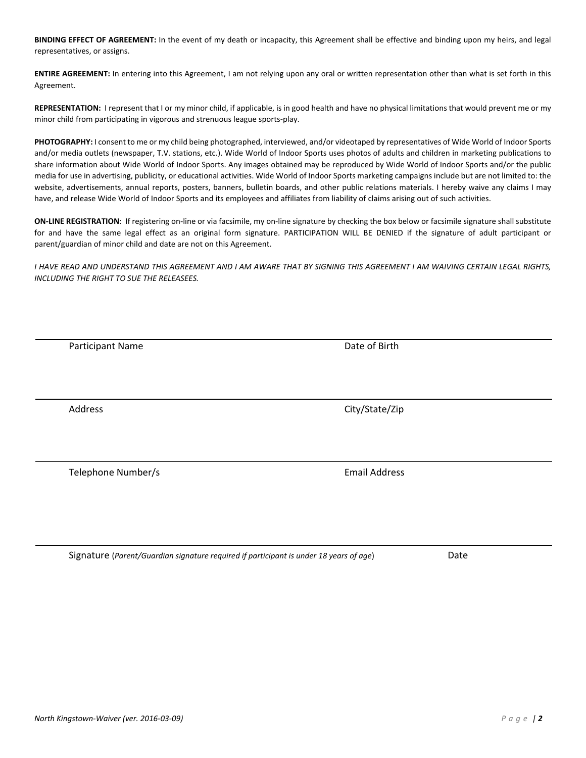**BINDING EFFECT OF AGREEMENT:** In the event of my death or incapacity, this Agreement shall be effective and binding upon my heirs, and legal representatives, or assigns.

**ENTIRE AGREEMENT:** In entering into this Agreement, I am not relying upon any oral or written representation other than what is set forth in this Agreement.

**REPRESENTATION:** I represent that I or my minor child, if applicable, is in good health and have no physical limitations that would prevent me or my minor child from participating in vigorous and strenuous league sports-play.

**PHOTOGRAPHY:** I consent to me or my child being photographed, interviewed, and/or videotaped by representatives of Wide World of Indoor Sports and/or media outlets (newspaper, T.V. stations, etc.). Wide World of Indoor Sports uses photos of adults and children in marketing publications to share information about Wide World of Indoor Sports. Any images obtained may be reproduced by Wide World of Indoor Sports and/or the public media for use in advertising, publicity, or educational activities. Wide World of Indoor Sports marketing campaigns include but are not limited to: the website, advertisements, annual reports, posters, banners, bulletin boards, and other public relations materials. I hereby waive any claims I may have, and release Wide World of Indoor Sports and its employees and affiliates from liability of claims arising out of such activities.

**ON-LINE REGISTRATION**: If registering on-line or via facsimile, my on-line signature by checking the box below or facsimile signature shall substitute for and have the same legal effect as an original form signature. PARTICIPATION WILL BE DENIED if the signature of adult participant or parent/guardian of minor child and date are not on this Agreement.

*I HAVE READ AND UNDERSTAND THIS AGREEMENT AND I AM AWARE THAT BY SIGNING THIS AGREEMENT I AM WAIVING CERTAIN LEGAL RIGHTS, INCLUDING THE RIGHT TO SUE THE RELEASEES.*

Participant Name ______________________ Date of Birth ______________________

Address ______________________ City/State/Zip ______________________

Telephone Number/s ______________________ Email Address ______________________

Signature (*Parent/Guardian signature required if participant is under 18 years of age*) ______________________ Date ______________________

*North Kingstown-Waiver (ver. 2016-03-09)*